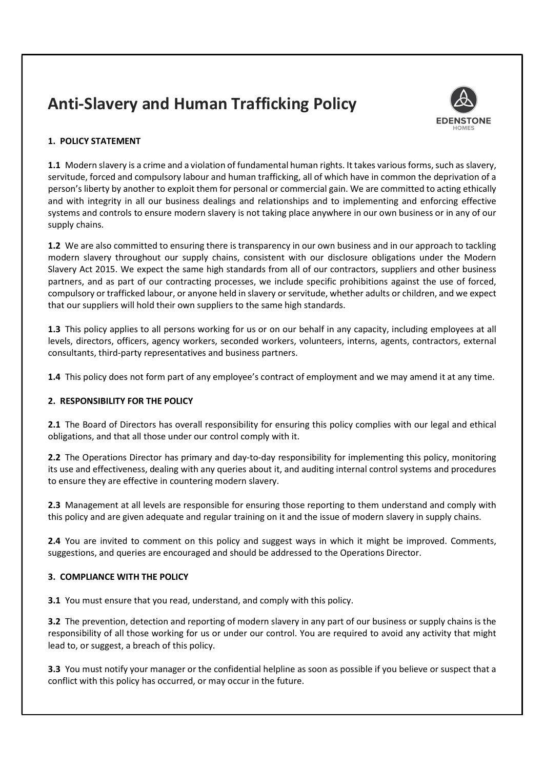# Anti-Slavery and Human Trafficking Policy

EDENSTONE HOMES

## 1. POLICY STATEMENT

**1.1** Modern slavery is a crime and a violation of fundamental human rights. It takes various forms, such as slavery, servitude, forced and compulsory labour and human trafficking, all of which have in common the deprivation of a person's liberty by another to exploit them for personal or commercial gain. We are committed to acting ethically and with integrity in all our business dealings and relationships and to implementing and enforcing effective systems and controls to ensure modern slavery is not taking place anywhere in our own business or in any of our supply chains.

**1.2** We are also committed to ensuring there is transparency in our own business and in our approach to tackling modern slavery throughout our supply chains, consistent with our disclosure obligations under the Modern Slavery Act 2015. We expect the same high standards from all of our contractors, suppliers and other business partners, and as part of our contracting processes, we include specific prohibitions against the use of forced, compulsory or trafficked labour, or anyone held in slavery or servitude, whether adults or children, and we expect that our suppliers will hold their own suppliers to the same high standards.

**1.3** This policy applies to all persons working for us or on our behalf in any capacity, including employees at all levels, directors, officers, agency workers, seconded workers, volunteers, interns, agents, contractors, external consultants, third-party representatives and business partners.

**1.4** This policy does not form part of any employee's contract of employment and we may amend it at any time.

## 2. RESPONSIBILITY FOR THE POLICY

**2.1** The Board of Directors has overall responsibility for ensuring this policy complies with our legal and ethical obligations, and that all those under our control comply with it.

**2.2** The Operations Director has primary and day-to-day responsibility for implementing this policy, monitoring its use and effectiveness, dealing with any queries about it, and auditing internal control systems and procedures to ensure they are effective in countering modern slavery.

**2.3** Management at all levels are responsible for ensuring those reporting to them understand and comply with this policy and are given adequate and regular training on it and the issue of modern slavery in supply chains.

**2.4** You are invited to comment on this policy and suggest ways in which it might be improved. Comments, suggestions, and queries are encouraged and should be addressed to the Operations Director.

## 3. COMPLIANCE WITH THE POLICY

**3.1** You must ensure that you read, understand, and comply with this policy.

**3.2** The prevention, detection and reporting of modern slavery in any part of our business or supply chains is the responsibility of all those working for us or under our control. You are required to avoid any activity that might lead to, or suggest, a breach of this policy.

**3.3** You must notify your manager or the confidential helpline as soon as possible if you believe or suspect that a conflict with this policy has occurred, or may occur in the future.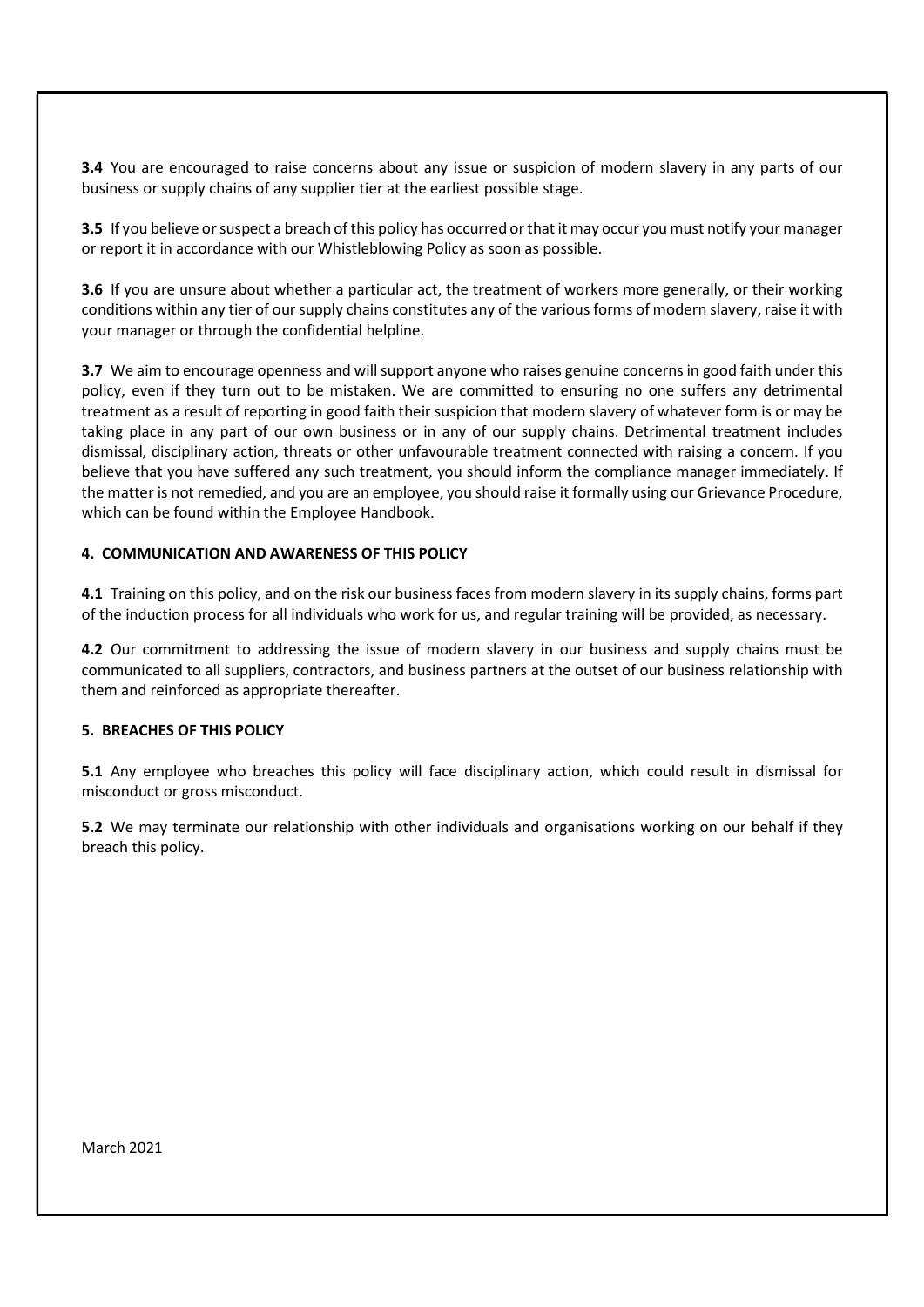**3.4** You are encouraged to raise concerns about any issue or suspicion of modern slavery in any parts of our business or supply chains of any supplier tier at the earliest possible stage.

**3.5** If you believe or suspect a breach of this policy has occurred or that it may occur you must notify your manager or report it in accordance with our Whistleblowing Policy as soon as possible.

**3.6** If you are unsure about whether a particular act, the treatment of workers more generally, or their working conditions within any tier of our supply chains constitutes any of the various forms of modern slavery, raise it with your manager or through the confidential helpline.

**3.7** We aim to encourage openness and will support anyone who raises genuine concerns in good faith under this policy, even if they turn out to be mistaken. We are committed to ensuring no one suffers any detrimental treatment as a result of reporting in good faith their suspicion that modern slavery of whatever form is or may be taking place in any part of our own business or in any of our supply chains. Detrimental treatment includes dismissal, disciplinary action, threats or other unfavourable treatment connected with raising a concern. If you believe that you have suffered any such treatment, you should inform the compliance manager immediately. If the matter is not remedied, and you are an employee, you should raise it formally using our Grievance Procedure, which can be found within the Employee Handbook.

## 4. COMMUNICATION AND AWARENESS OF THIS POLICY

**4.1** Training on this policy, and on the risk our business faces from modern slavery in its supply chains, forms part of the induction process for all individuals who work for us, and regular training will be provided, as necessary.

**4.2** Our commitment to addressing the issue of modern slavery in our business and supply chains must be communicated to all suppliers, contractors, and business partners at the outset of our business relationship with them and reinforced as appropriate thereafter.

## 5. BREACHES OF THIS POLICY

**5.1** Any employee who breaches this policy will face disciplinary action, which could result in dismissal for misconduct or gross misconduct.

**5.2** We may terminate our relationship with other individuals and organisations working on our behalf if they breach this policy.

March 2021